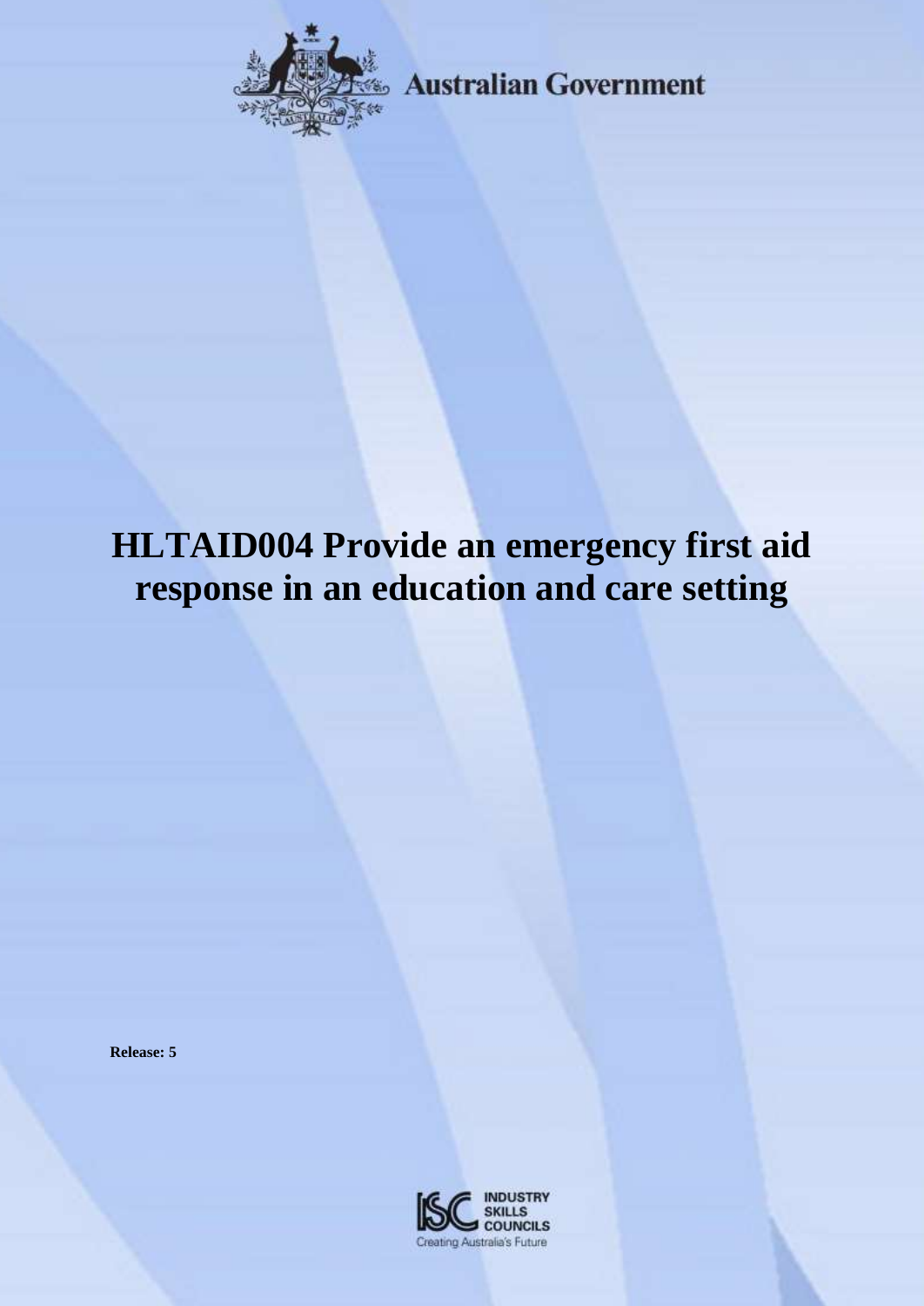Australian Government

# HLTAID004 Provide an emergency first aid response in an education and care setting

**Release: 5**

INDUSTRY SKILLS COUNCILS

Creating Australia's Future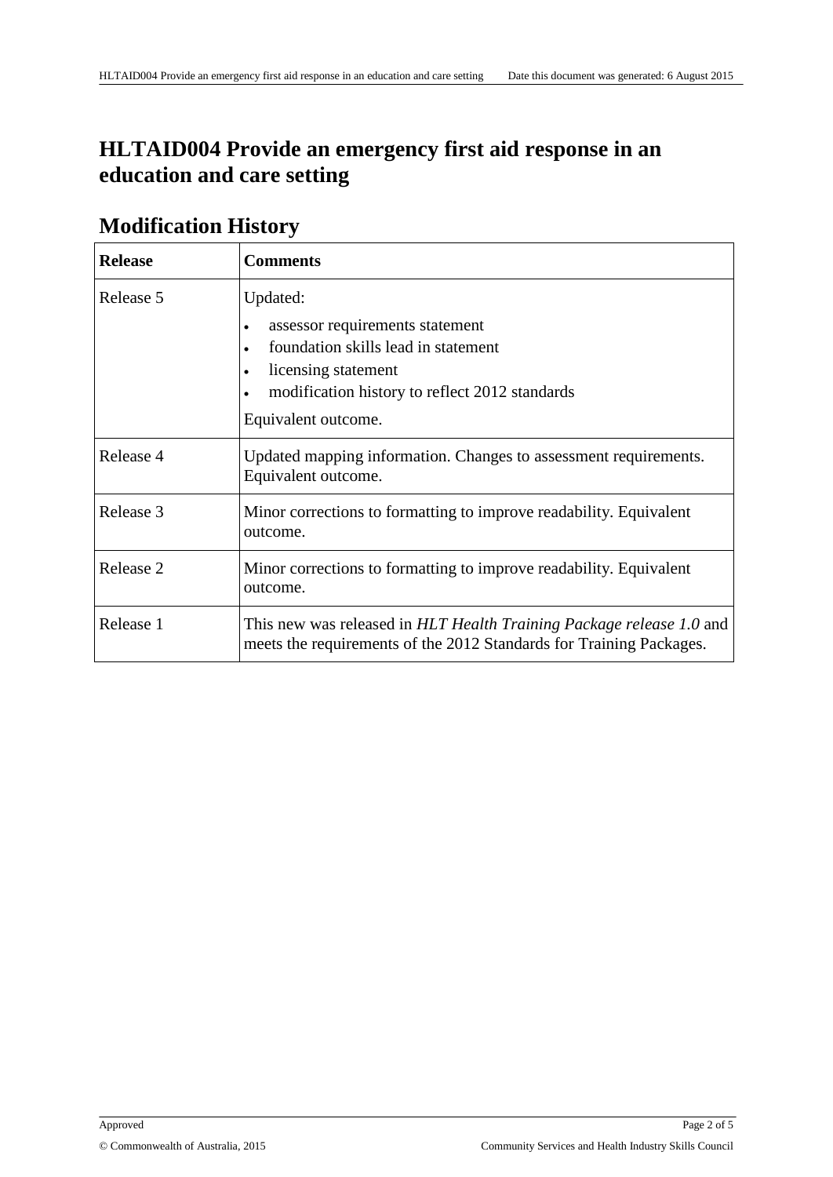# HLTAID004 Provide an emergency first aid response in an education and care setting

## Modification History

| Release | Comments |
| --- | --- |
| Release 5 | Updated:<br>• assessor requirements statement<br>• foundation skills lead in statement<br>• licensing statement<br>• modification history to reflect 2012 standards<br>Equivalent outcome. |
| Release 4 | Updated mapping information. Changes to assessment requirements. Equivalent outcome. |
| Release 3 | Minor corrections to formatting to improve readability. Equivalent outcome. |
| Release 2 | Minor corrections to formatting to improve readability. Equivalent outcome. |
| Release 1 | This new was released in *HLT Health Training Package release 1.0* and meets the requirements of the 2012 Standards for Training Packages. |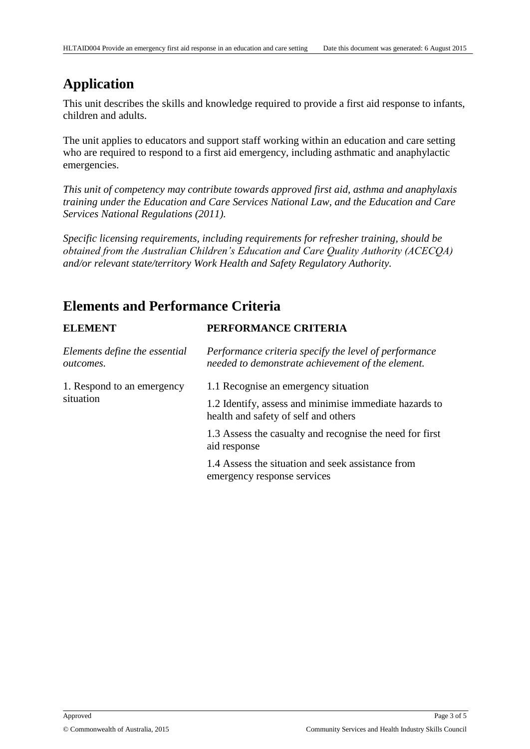## Application

This unit describes the skills and knowledge required to provide a first aid response to infants, children and adults.

The unit applies to educators and support staff working within an education and care setting who are required to respond to a first aid emergency, including asthmatic and anaphylactic emergencies.

*This unit of competency may contribute towards approved first aid, asthma and anaphylaxis training under the Education and Care Services National Law, and the Education and Care Services National Regulations (2011).*

*Specific licensing requirements, including requirements for refresher training, should be obtained from the Australian Children's Education and Care Quality Authority (ACECQA) and/or relevant state/territory Work Health and Safety Regulatory Authority.*

## Elements and Performance Criteria

| **ELEMENT** | **PERFORMANCE CRITERIA** |
| --- | --- |
| *Elements define the essential outcomes.* | *Performance criteria specify the level of performance needed to demonstrate achievement of the element.* |
| 1. Respond to an emergency situation | 1.1 Recognise an emergency situation |
| | 1.2 Identify, assess and minimise immediate hazards to health and safety of self and others |
| | 1.3 Assess the casualty and recognise the need for first aid response |
| | 1.4 Assess the situation and seek assistance from emergency response services |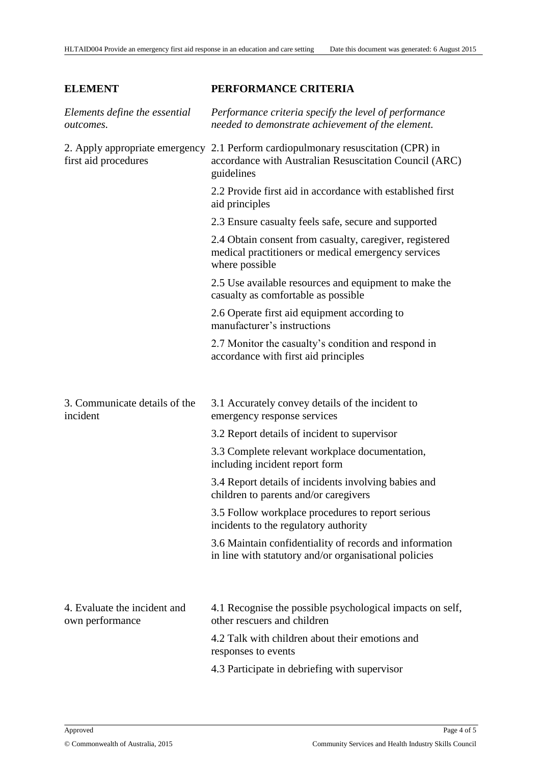| ELEMENT | PERFORMANCE CRITERIA |
| --- | --- |
| *Elements define the essential outcomes.* | *Performance criteria specify the level of performance needed to demonstrate achievement of the element.* |
| 2. Apply appropriate emergency first aid procedures | 2.1 Perform cardiopulmonary resuscitation (CPR) in accordance with Australian Resuscitation Council (ARC) guidelines |
| | 2.2 Provide first aid in accordance with established first aid principles |
| | 2.3 Ensure casualty feels safe, secure and supported |
| | 2.4 Obtain consent from casualty, caregiver, registered medical practitioners or medical emergency services where possible |
| | 2.5 Use available resources and equipment to make the casualty as comfortable as possible |
| | 2.6 Operate first aid equipment according to manufacturer's instructions |
| | 2.7 Monitor the casualty's condition and respond in accordance with first aid principles |
| 3. Communicate details of the incident | 3.1 Accurately convey details of the incident to emergency response services |
| | 3.2 Report details of incident to supervisor |
| | 3.3 Complete relevant workplace documentation, including incident report form |
| | 3.4 Report details of incidents involving babies and children to parents and/or caregivers |
| | 3.5 Follow workplace procedures to report serious incidents to the regulatory authority |
| | 3.6 Maintain confidentiality of records and information in line with statutory and/or organisational policies |
| 4. Evaluate the incident and own performance | 4.1 Recognise the possible psychological impacts on self, other rescuers and children |
| | 4.2 Talk with children about their emotions and responses to events |
| | 4.3 Participate in debriefing with supervisor |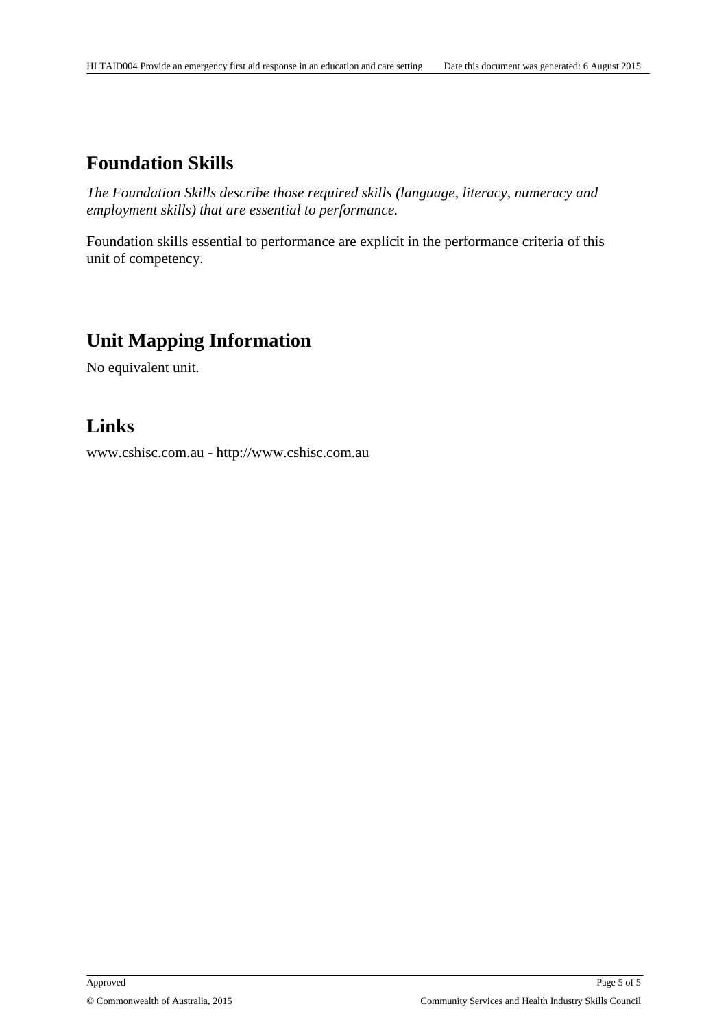## Foundation Skills

*The Foundation Skills describe those required skills (language, literacy, numeracy and employment skills) that are essential to performance.*

Foundation skills essential to performance are explicit in the performance criteria of this unit of competency.

## Unit Mapping Information

No equivalent unit.

## Links

www.cshisc.com.au - http://www.cshisc.com.au